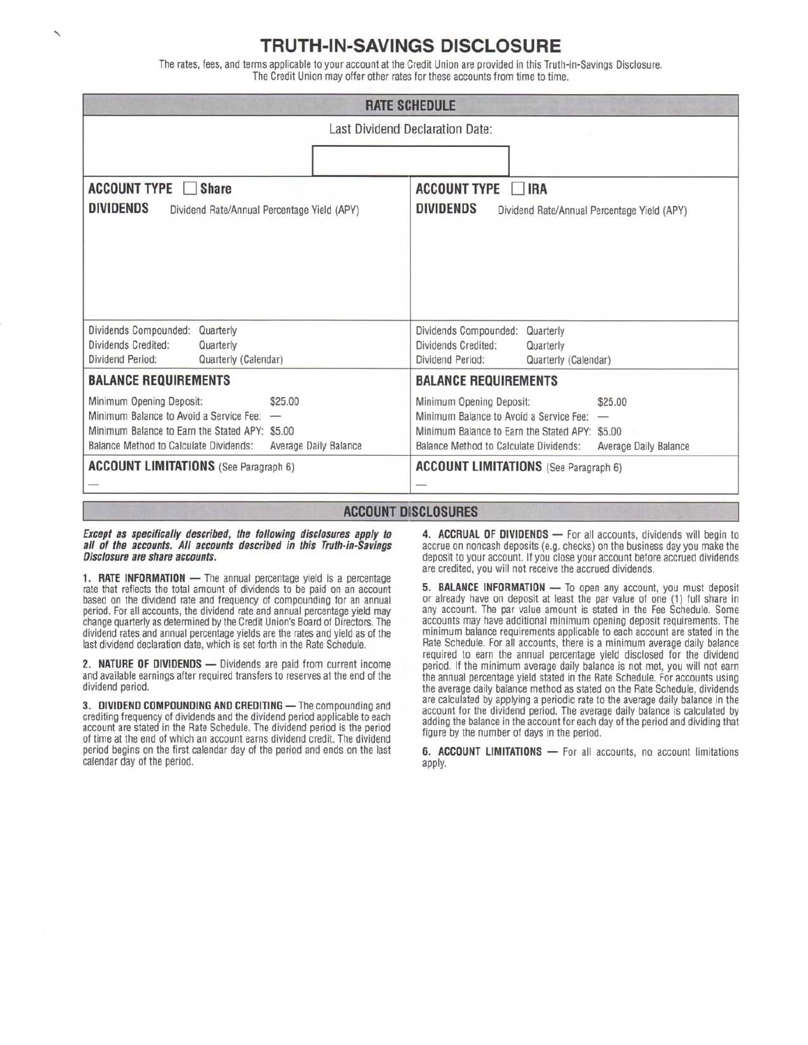# TRUTH-IN-SAVINGS DISCLOSURE

The rates, fees, and terms applicable to your account at the Credit Union are provided in this Truth-in-Savings Disclosure.
The Credit Union may offer other rates for these accounts from time to time.

## RATE SCHEDULE

Last Dividend Declaration Date:

| ACCOUNT TYPE ☐ Share | ACCOUNT TYPE ☐ IRA |
|---|---|
| **DIVIDENDS** Dividend Rate/Annual Percentage Yield (APY) | **DIVIDENDS** Dividend Rate/Annual Percentage Yield (APY) |
| Dividends Compounded: Quarterly<br>Dividends Credited: Quarterly<br>Dividend Period: Quarterly (Calendar) | Dividends Compounded: Quarterly<br>Dividends Credited: Quarterly<br>Dividend Period: Quarterly (Calendar) |
| **BALANCE REQUIREMENTS** | **BALANCE REQUIREMENTS** |
| Minimum Opening Deposit: $25.00<br>Minimum Balance to Avoid a Service Fee: —<br>Minimum Balance to Earn the Stated APY: $5.00<br>Balance Method to Calculate Dividends: Average Daily Balance | Minimum Opening Deposit: $25.00<br>Minimum Balance to Avoid a Service Fee: —<br>Minimum Balance to Earn the Stated APY: $5.00<br>Balance Method to Calculate Dividends: Average Daily Balance |
| **ACCOUNT LIMITATIONS** (See Paragraph 6)<br>— | **ACCOUNT LIMITATIONS** (See Paragraph 6)<br>— |

## ACCOUNT DISCLOSURES

***Except as specifically described, the following disclosures apply to all of the accounts. All accounts described in this Truth-in-Savings Disclosure are share accounts.***

**1. RATE INFORMATION** — The annual percentage yield is a percentage rate that reflects the total amount of dividends to be paid on an account based on the dividend rate and frequency of compounding for an annual period. For all accounts, the dividend rate and annual percentage yield may change quarterly as determined by the Credit Union's Board of Directors. The dividend rates and annual percentage yields are the rates and yield as of the last dividend declaration date, which is set forth in the Rate Schedule.

**2. NATURE OF DIVIDENDS** — Dividends are paid from current income and available earnings after required transfers to reserves at the end of the dividend period.

**3. DIVIDEND COMPOUNDING AND CREDITING** — The compounding and crediting frequency of dividends and the dividend period applicable to each account are stated in the Rate Schedule. The dividend period is the period of time at the end of which an account earns dividend credit. The dividend period begins on the first calendar day of the period and ends on the last calendar day of the period.

**4. ACCRUAL OF DIVIDENDS** — For all accounts, dividends will begin to accrue on noncash deposits (e.g. checks) on the business day you make the deposit to your account. If you close your account before accrued dividends are credited, you will not receive the accrued dividends.

**5. BALANCE INFORMATION** — To open any account, you must deposit or already have on deposit at least the par value of one (1) full share in any account. The par value amount is stated in the Fee Schedule. Some accounts may have additional minimum opening deposit requirements. The minimum balance requirements applicable to each account are stated in the Rate Schedule. For all accounts, there is a minimum average daily balance required to earn the annual percentage yield disclosed for the dividend period. If the minimum average daily balance is not met, you will not earn the annual percentage yield stated in the Rate Schedule. For accounts using the average daily balance method as stated on the Rate Schedule, dividends are calculated by applying a periodic rate to the average daily balance in the account for the dividend period. The average daily balance is calculated by adding the balance in the account for each day of the period and dividing that figure by the number of days in the period.

**6. ACCOUNT LIMITATIONS** — For all accounts, no account limitations apply.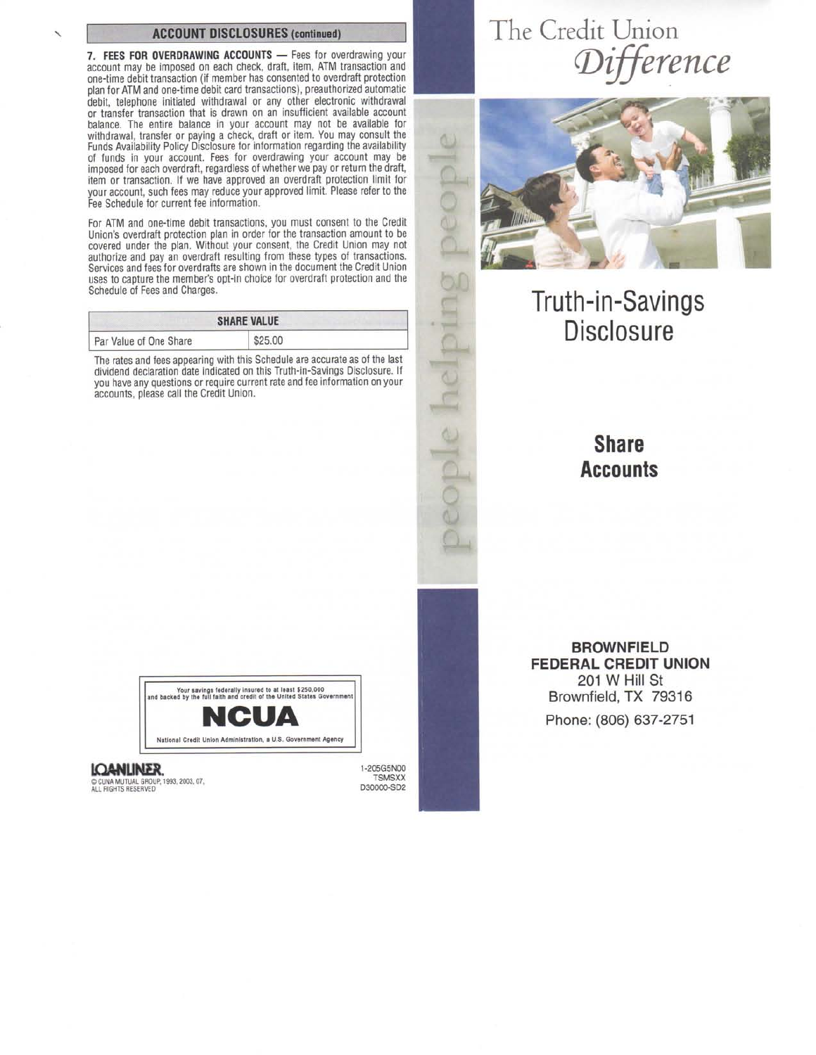## ACCOUNT DISCLOSURES (continued)

**7. FEES FOR OVERDRAWING ACCOUNTS** — Fees for overdrawing your account may be imposed on each check, draft, item, ATM transaction and one-time debit transaction (if member has consented to overdraft protection plan for ATM and one-time debit card transactions), preauthorized automatic debit, telephone initiated withdrawal or any other electronic withdrawal or transfer transaction that is drawn on an insufficient available account balance. The entire balance in your account may not be available for withdrawal, transfer or paying a check, draft or item. You may consult the Funds Availability Policy Disclosure for information regarding the availability of funds in your account. Fees for overdrawing your account may be imposed for each overdraft, regardless of whether we pay or return the draft, item or transaction. If we have approved an overdraft protection limit for your account, such fees may reduce your approved limit. Please refer to the Fee Schedule for current fee information.

For ATM and one-time debit transactions, you must consent to the Credit Union's overdraft protection plan in order for the transaction amount to be covered under the plan. Without your consent, the Credit Union may not authorize and pay an overdraft resulting from these types of transactions. Services and fees for overdrafts are shown in the document the Credit Union uses to capture the member's opt-in choice for overdraft protection and the Schedule of Fees and Charges.

| SHARE VALUE | |
|---|---|
| Par Value of One Share | $25.00 |

The rates and fees appearing with this Schedule are accurate as of the last dividend declaration date indicated on this Truth-in-Savings Disclosure. If you have any questions or require current rate and fee information on your accounts, please call the Credit Union.

Your savings federally insured to at least $250,000 and backed by the full faith and credit of the United States Government

**NCUA**

National Credit Union Administration, a U.S. Government Agency

LOANLINER.
© CUNA MUTUAL GROUP, 1993, 2003, 07, ALL RIGHTS RESERVED

1-205G5N00
TSMSXX
D30000-SD2

people helping people

# The Credit Union *Difference*

# Truth-in-Savings Disclosure

## Share Accounts

**BROWNFIELD FEDERAL CREDIT UNION**
201 W Hill St
Brownfield, TX 79316
Phone: (806) 637-2751